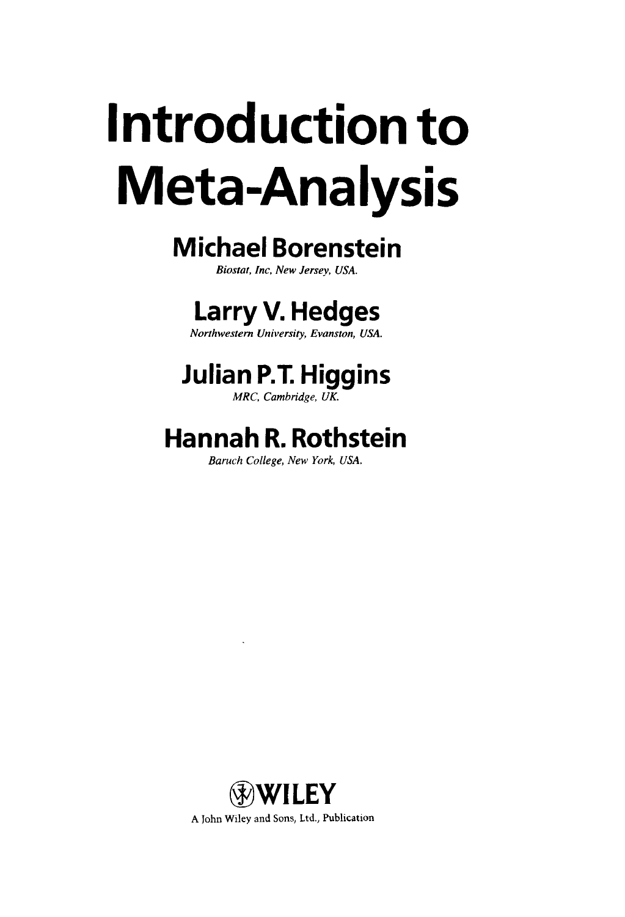# Introduction to Meta-Analysis

**Michael Borenstein**
*Biostat, Inc, New Jersey, USA.*

**Larry V. Hedges**
*Northwestern University, Evanston, USA.*

**Julian P.T. Higgins**
*MRC, Cambridge, UK.*

**Hannah R. Rothstein**
*Baruch College, New York, USA.*

WILEY

A John Wiley and Sons, Ltd., Publication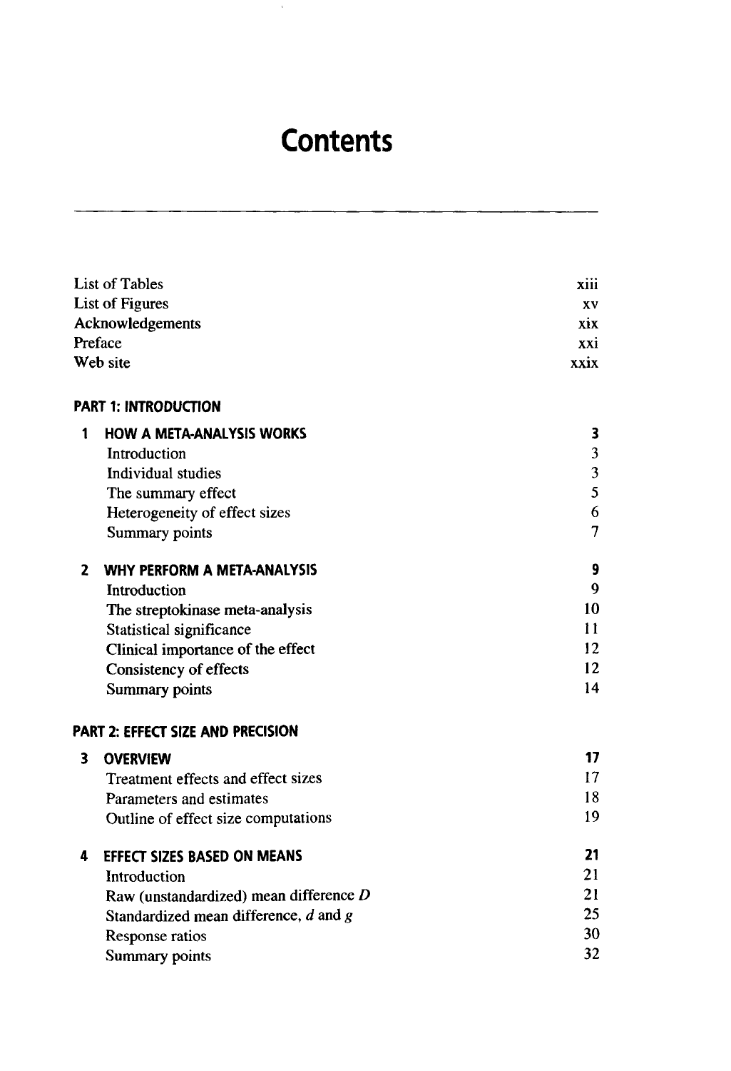# Contents

| | |
|---|---|
| List of Tables | xiii |
| List of Figures | xv |
| Acknowledgements | xix |
| Preface | xxi |
| Web site | xxix |

**PART 1: INTRODUCTION**

| | |
|---|---|
| **1 HOW A META-ANALYSIS WORKS** | **3** |
| Introduction | 3 |
| Individual studies | 3 |
| The summary effect | 5 |
| Heterogeneity of effect sizes | 6 |
| Summary points | 7 |
| **2 WHY PERFORM A META-ANALYSIS** | **9** |
| Introduction | 9 |
| The streptokinase meta-analysis | 10 |
| Statistical significance | 11 |
| Clinical importance of the effect | 12 |
| Consistency of effects | 12 |
| Summary points | 14 |

**PART 2: EFFECT SIZE AND PRECISION**

| | |
|---|---|
| **3 OVERVIEW** | **17** |
| Treatment effects and effect sizes | 17 |
| Parameters and estimates | 18 |
| Outline of effect size computations | 19 |
| **4 EFFECT SIZES BASED ON MEANS** | **21** |
| Introduction | 21 |
| Raw (unstandardized) mean difference $D$ | 21 |
| Standardized mean difference, $d$ and $g$ | 25 |
| Response ratios | 30 |
| Summary points | 32 |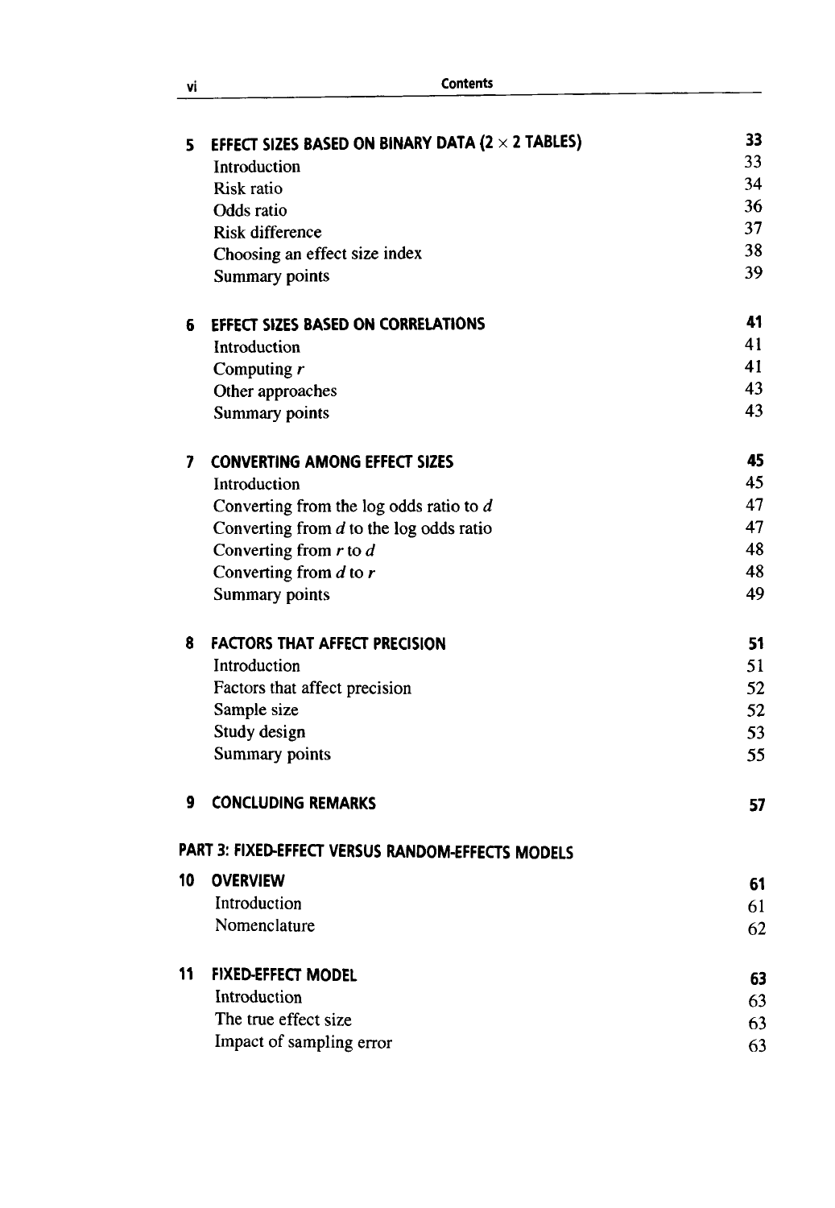| | | |
|---|---|---|
| **5** | **EFFECT SIZES BASED ON BINARY DATA (2 × 2 TABLES)** | **33** |
| | Introduction | 33 |
| | Risk ratio | 34 |
| | Odds ratio | 36 |
| | Risk difference | 37 |
| | Choosing an effect size index | 38 |
| | Summary points | 39 |
| **6** | **EFFECT SIZES BASED ON CORRELATIONS** | **41** |
| | Introduction | 41 |
| | Computing $r$ | 41 |
| | Other approaches | 43 |
| | Summary points | 43 |
| **7** | **CONVERTING AMONG EFFECT SIZES** | **45** |
| | Introduction | 45 |
| | Converting from the log odds ratio to $d$ | 47 |
| | Converting from $d$ to the log odds ratio | 47 |
| | Converting from $r$ to $d$ | 48 |
| | Converting from $d$ to $r$ | 48 |
| | Summary points | 49 |
| **8** | **FACTORS THAT AFFECT PRECISION** | **51** |
| | Introduction | 51 |
| | Factors that affect precision | 52 |
| | Sample size | 52 |
| | Study design | 53 |
| | Summary points | 55 |
| **9** | **CONCLUDING REMARKS** | **57** |

**PART 3: FIXED-EFFECT VERSUS RANDOM-EFFECTS MODELS**

| | | |
|---|---|---|
| **10** | **OVERVIEW** | **61** |
| | Introduction | 61 |
| | Nomenclature | 62 |
| **11** | **FIXED-EFFECT MODEL** | **63** |
| | Introduction | 63 |
| | The true effect size | 63 |
| | Impact of sampling error | 63 |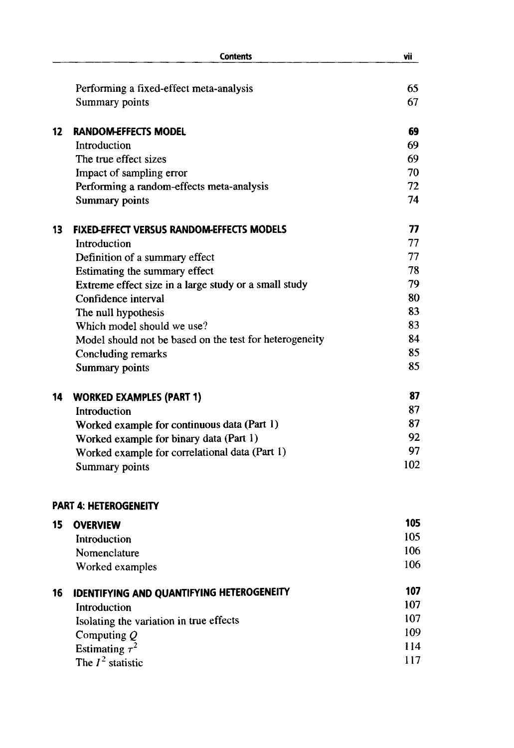| | | |
|---|---|---|
| | Performing a fixed-effect meta-analysis | 65 |
| | Summary points | 67 |
| **12** | **RANDOM-EFFECTS MODEL** | **69** |
| | Introduction | 69 |
| | The true effect sizes | 69 |
| | Impact of sampling error | 70 |
| | Performing a random-effects meta-analysis | 72 |
| | Summary points | 74 |
| **13** | **FIXED-EFFECT VERSUS RANDOM-EFFECTS MODELS** | **77** |
| | Introduction | 77 |
| | Definition of a summary effect | 77 |
| | Estimating the summary effect | 78 |
| | Extreme effect size in a large study or a small study | 79 |
| | Confidence interval | 80 |
| | The null hypothesis | 83 |
| | Which model should we use? | 83 |
| | Model should not be based on the test for heterogeneity | 84 |
| | Concluding remarks | 85 |
| | Summary points | 85 |
| **14** | **WORKED EXAMPLES (PART 1)** | **87** |
| | Introduction | 87 |
| | Worked example for continuous data (Part 1) | 87 |
| | Worked example for binary data (Part 1) | 92 |
| | Worked example for correlational data (Part 1) | 97 |
| | Summary points | 102 |

**PART 4: HETEROGENEITY**

| | | |
|---|---|---|
| **15** | **OVERVIEW** | **105** |
| | Introduction | 105 |
| | Nomenclature | 106 |
| | Worked examples | 106 |
| **16** | **IDENTIFYING AND QUANTIFYING HETEROGENEITY** | **107** |
| | Introduction | 107 |
| | Isolating the variation in true effects | 107 |
| | Computing $Q$ | 109 |
| | Estimating $\tau^2$ | 114 |
| | The $I^2$ statistic | 117 |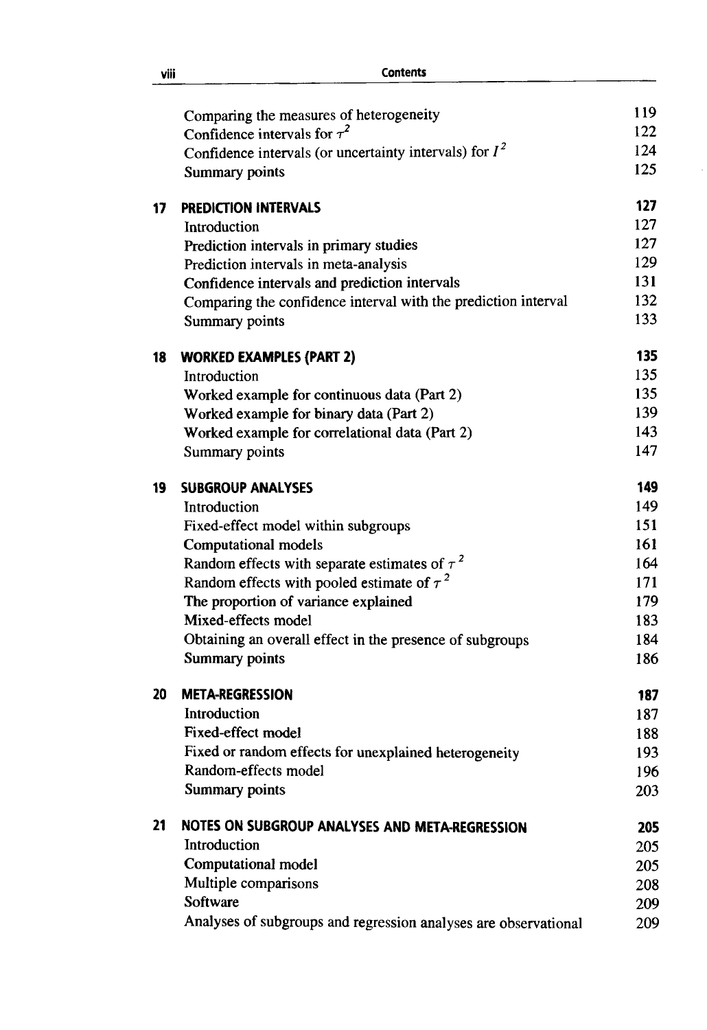| | | |
|---|---|---|
| | Comparing the measures of heterogeneity | 119 |
| | Confidence intervals for $\tau^2$ | 122 |
| | Confidence intervals (or uncertainty intervals) for $I^2$ | 124 |
| | Summary points | 125 |
| **17** | **PREDICTION INTERVALS** | **127** |
| | Introduction | 127 |
| | Prediction intervals in primary studies | 127 |
| | Prediction intervals in meta-analysis | 129 |
| | Confidence intervals and prediction intervals | 131 |
| | Comparing the confidence interval with the prediction interval | 132 |
| | Summary points | 133 |
| **18** | **WORKED EXAMPLES (PART 2)** | **135** |
| | Introduction | 135 |
| | Worked example for continuous data (Part 2) | 135 |
| | Worked example for binary data (Part 2) | 139 |
| | Worked example for correlational data (Part 2) | 143 |
| | Summary points | 147 |
| **19** | **SUBGROUP ANALYSES** | **149** |
| | Introduction | 149 |
| | Fixed-effect model within subgroups | 151 |
| | Computational models | 161 |
| | Random effects with separate estimates of $\tau^2$ | 164 |
| | Random effects with pooled estimate of $\tau^2$ | 171 |
| | The proportion of variance explained | 179 |
| | Mixed-effects model | 183 |
| | Obtaining an overall effect in the presence of subgroups | 184 |
| | Summary points | 186 |
| **20** | **META-REGRESSION** | **187** |
| | Introduction | 187 |
| | Fixed-effect model | 188 |
| | Fixed or random effects for unexplained heterogeneity | 193 |
| | Random-effects model | 196 |
| | Summary points | 203 |
| **21** | **NOTES ON SUBGROUP ANALYSES AND META-REGRESSION** | **205** |
| | Introduction | 205 |
| | Computational model | 205 |
| | Multiple comparisons | 208 |
| | Software | 209 |
| | Analyses of subgroups and regression analyses are observational | 209 |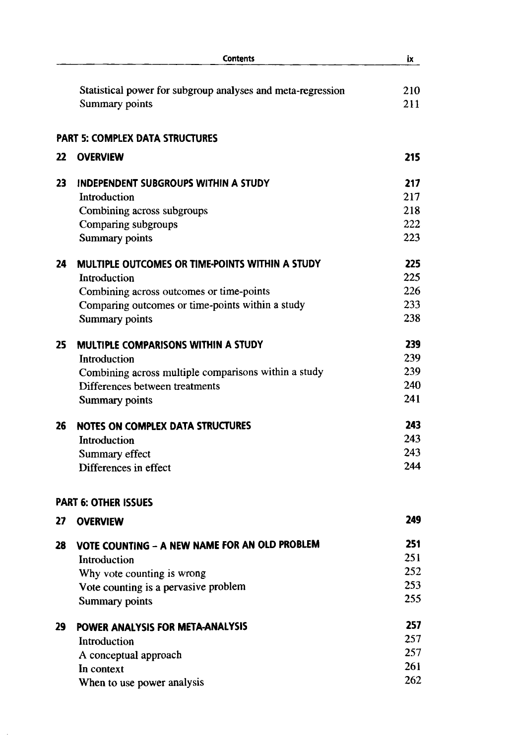| | |
|---|---|
| Statistical power for subgroup analyses and meta-regression | 210 |
| Summary points | 211 |

**PART 5: COMPLEX DATA STRUCTURES**

| | | |
|---|---|---|
| **22** | **OVERVIEW** | **215** |
| **23** | **INDEPENDENT SUBGROUPS WITHIN A STUDY** | **217** |
| | Introduction | 217 |
| | Combining across subgroups | 218 |
| | Comparing subgroups | 222 |
| | Summary points | 223 |
| **24** | **MULTIPLE OUTCOMES OR TIME-POINTS WITHIN A STUDY** | **225** |
| | Introduction | 225 |
| | Combining across outcomes or time-points | 226 |
| | Comparing outcomes or time-points within a study | 233 |
| | Summary points | 238 |
| **25** | **MULTIPLE COMPARISONS WITHIN A STUDY** | **239** |
| | Introduction | 239 |
| | Combining across multiple comparisons within a study | 239 |
| | Differences between treatments | 240 |
| | Summary points | 241 |
| **26** | **NOTES ON COMPLEX DATA STRUCTURES** | **243** |
| | Introduction | 243 |
| | Summary effect | 243 |
| | Differences in effect | 244 |

**PART 6: OTHER ISSUES**

| | | |
|---|---|---|
| **27** | **OVERVIEW** | **249** |
| **28** | **VOTE COUNTING – A NEW NAME FOR AN OLD PROBLEM** | **251** |
| | Introduction | 251 |
| | Why vote counting is wrong | 252 |
| | Vote counting is a pervasive problem | 253 |
| | Summary points | 255 |
| **29** | **POWER ANALYSIS FOR META-ANALYSIS** | **257** |
| | Introduction | 257 |
| | A conceptual approach | 257 |
| | In context | 261 |
| | When to use power analysis | 262 |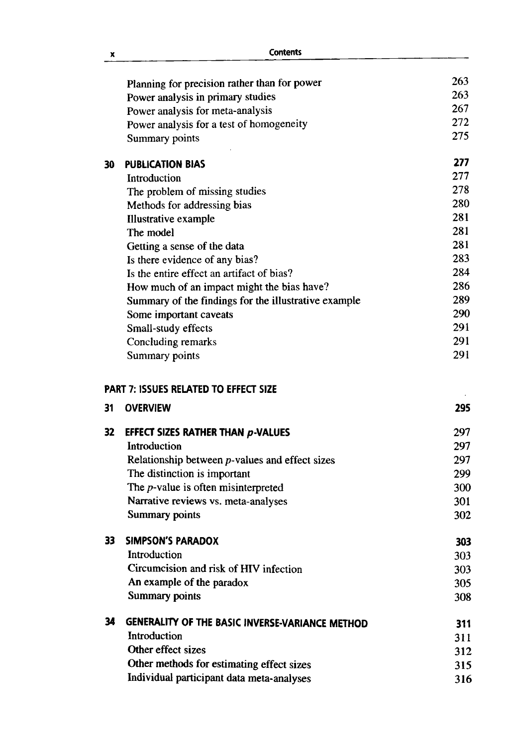| | | |
|---|---|---|
| | Planning for precision rather than for power | 263 |
| | Power analysis in primary studies | 263 |
| | Power analysis for meta-analysis | 267 |
| | Power analysis for a test of homogeneity | 272 |
| | Summary points | 275 |
| **30** | **PUBLICATION BIAS** | **277** |
| | Introduction | 277 |
| | The problem of missing studies | 278 |
| | Methods for addressing bias | 280 |
| | Illustrative example | 281 |
| | The model | 281 |
| | Getting a sense of the data | 281 |
| | Is there evidence of any bias? | 283 |
| | Is the entire effect an artifact of bias? | 284 |
| | How much of an impact might the bias have? | 286 |
| | Summary of the findings for the illustrative example | 289 |
| | Some important caveats | 290 |
| | Small-study effects | 291 |
| | Concluding remarks | 291 |
| | Summary points | 291 |
| | **PART 7: ISSUES RELATED TO EFFECT SIZE** | |
| **31** | **OVERVIEW** | **295** |
| **32** | **EFFECT SIZES RATHER THAN *p*-VALUES** | 297 |
| | Introduction | 297 |
| | Relationship between *p*-values and effect sizes | 297 |
| | The distinction is important | 299 |
| | The *p*-value is often misinterpreted | 300 |
| | Narrative reviews vs. meta-analyses | 301 |
| | Summary points | 302 |
| **33** | **SIMPSON'S PARADOX** | **303** |
| | Introduction | 303 |
| | Circumcision and risk of HIV infection | 303 |
| | An example of the paradox | 305 |
| | Summary points | 308 |
| **34** | **GENERALITY OF THE BASIC INVERSE-VARIANCE METHOD** | **311** |
| | Introduction | 311 |
| | Other effect sizes | 312 |
| | Other methods for estimating effect sizes | 315 |
| | Individual participant data meta-analyses | 316 |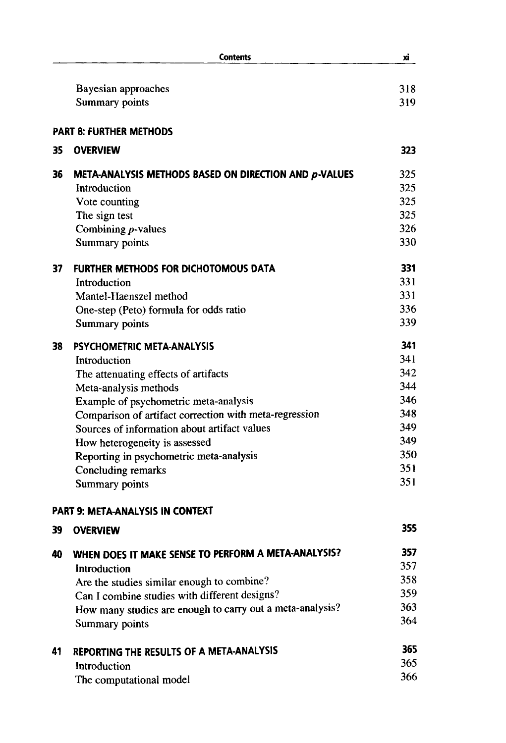| | | |
|---|---|---|
| | Bayesian approaches | 318 |
| | Summary points | 319 |

**PART 8: FURTHER METHODS**

| | | |
|---|---|---|
| **35** | **OVERVIEW** | **323** |
| **36** | **META-ANALYSIS METHODS BASED ON DIRECTION AND *p*-VALUES** | 325 |
| | Introduction | 325 |
| | Vote counting | 325 |
| | The sign test | 325 |
| | Combining *p*-values | 326 |
| | Summary points | 330 |
| **37** | **FURTHER METHODS FOR DICHOTOMOUS DATA** | **331** |
| | Introduction | 331 |
| | Mantel-Haenszel method | 331 |
| | One-step (Peto) formula for odds ratio | 336 |
| | Summary points | 339 |
| **38** | **PSYCHOMETRIC META-ANALYSIS** | **341** |
| | Introduction | 341 |
| | The attenuating effects of artifacts | 342 |
| | Meta-analysis methods | 344 |
| | Example of psychometric meta-analysis | 346 |
| | Comparison of artifact correction with meta-regression | 348 |
| | Sources of information about artifact values | 349 |
| | How heterogeneity is assessed | 349 |
| | Reporting in psychometric meta-analysis | 350 |
| | Concluding remarks | 351 |
| | Summary points | 351 |

**PART 9: META-ANALYSIS IN CONTEXT**

| | | |
|---|---|---|
| **39** | **OVERVIEW** | **355** |
| **40** | **WHEN DOES IT MAKE SENSE TO PERFORM A META-ANALYSIS?** | **357** |
| | Introduction | 357 |
| | Are the studies similar enough to combine? | 358 |
| | Can I combine studies with different designs? | 359 |
| | How many studies are enough to carry out a meta-analysis? | 363 |
| | Summary points | 364 |
| **41** | **REPORTING THE RESULTS OF A META-ANALYSIS** | **365** |
| | Introduction | 365 |
| | The computational model | 366 |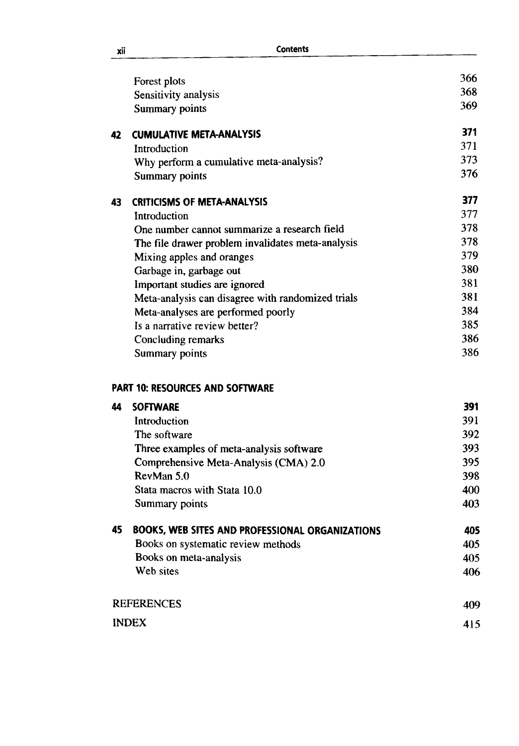| | |
|---|---|
| Forest plots | 366 |
| Sensitivity analysis | 368 |
| Summary points | 369 |

| | |
|---|---|
| **42 CUMULATIVE META-ANALYSIS** | **371** |
| Introduction | 371 |
| Why perform a cumulative meta-analysis? | 373 |
| Summary points | 376 |

| | |
|---|---|
| **43 CRITICISMS OF META-ANALYSIS** | **377** |
| Introduction | 377 |
| One number cannot summarize a research field | 378 |
| The file drawer problem invalidates meta-analysis | 378 |
| Mixing apples and oranges | 379 |
| Garbage in, garbage out | 380 |
| Important studies are ignored | 381 |
| Meta-analysis can disagree with randomized trials | 381 |
| Meta-analyses are performed poorly | 384 |
| Is a narrative review better? | 385 |
| Concluding remarks | 386 |
| Summary points | 386 |

## PART 10: RESOURCES AND SOFTWARE

| | |
|---|---|
| **44 SOFTWARE** | **391** |
| Introduction | 391 |
| The software | 392 |
| Three examples of meta-analysis software | 393 |
| Comprehensive Meta-Analysis (CMA) 2.0 | 395 |
| RevMan 5.0 | 398 |
| Stata macros with Stata 10.0 | 400 |
| Summary points | 403 |

| | |
|---|---|
| **45 BOOKS, WEB SITES AND PROFESSIONAL ORGANIZATIONS** | **405** |
| Books on systematic review methods | 405 |
| Books on meta-analysis | 405 |
| Web sites | 406 |

| | |
|---|---|
| REFERENCES | 409 |
| INDEX | 415 |